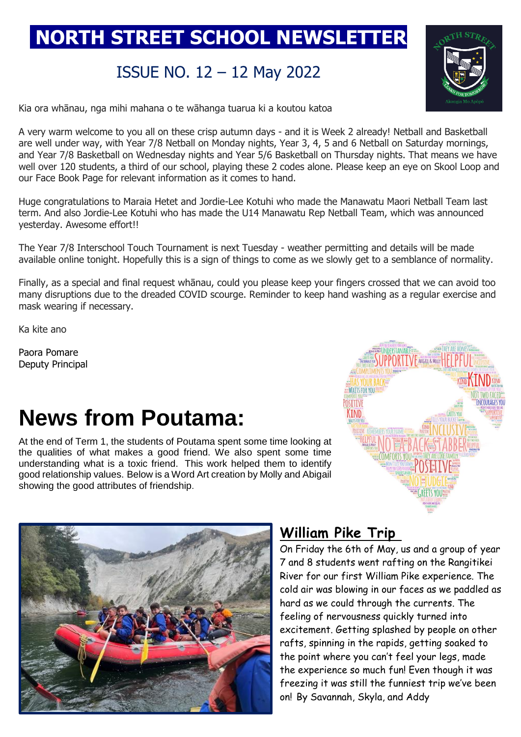# NORTH STREET SCHOOL NEWSLETTER

## ISSUE NO. 12 – 12 May 2022

Kia ora whānau, nga mihi mahana o te wāhanga tuarua ki a koutou katoa

A very warm welcome to you all on these crisp autumn days - and it is Week 2 already! Netball and Basketball are well under way, with Year 7/8 Netball on Monday nights, Year 3, 4, 5 and 6 Netball on Saturday mornings, and Year 7/8 Basketball on Wednesday nights and Year 5/6 Basketball on Thursday nights. That means we have well over 120 students, a third of our school, playing these 2 codes alone. Please keep an eye on Skool Loop and our Face Book Page for relevant information as it comes to hand.

Huge congratulations to Maraia Hetet and Jordie-Lee Kotuhi who made the Manawatu Maori Netball Team last term. And also Jordie-Lee Kotuhi who has made the U14 Manawatu Rep Netball Team, which was announced yesterday. Awesome effort!!

The Year 7/8 Interschool Touch Tournament is next Tuesday - weather permitting and details will be made available online tonight. Hopefully this is a sign of things to come as we slowly get to a semblance of normality.

Finally, as a special and final request whānau, could you please keep your fingers crossed that we can avoid too many disruptions due to the dreaded COVID scourge. Reminder to keep hand washing as a regular exercise and mask wearing if necessary.

Ka kite ano

Paora Pomare
Deputy Principal

# News from Poutama:

At the end of Term 1, the students of Poutama spent some time looking at the qualities of what makes a good friend. We also spent some time understanding what is a toxic friend. This work helped them to identify good relationship values. Below is a Word Art creation by Molly and Abigail showing the good attributes of friendship.

## William Pike Trip

On Friday the 6th of May, us and a group of year 7 and 8 students went rafting on the Rangitikei River for our first William Pike experience. The cold air was blowing in our faces as we paddled as hard as we could through the currents. The feeling of nervousness quickly turned into excitement. Getting splashed by people on other rafts, spinning in the rapids, getting soaked to the point where you can't feel your legs, made the experience so much fun! Even though it was freezing it was still the funniest trip we've been on! By Savannah, Skyla, and Addy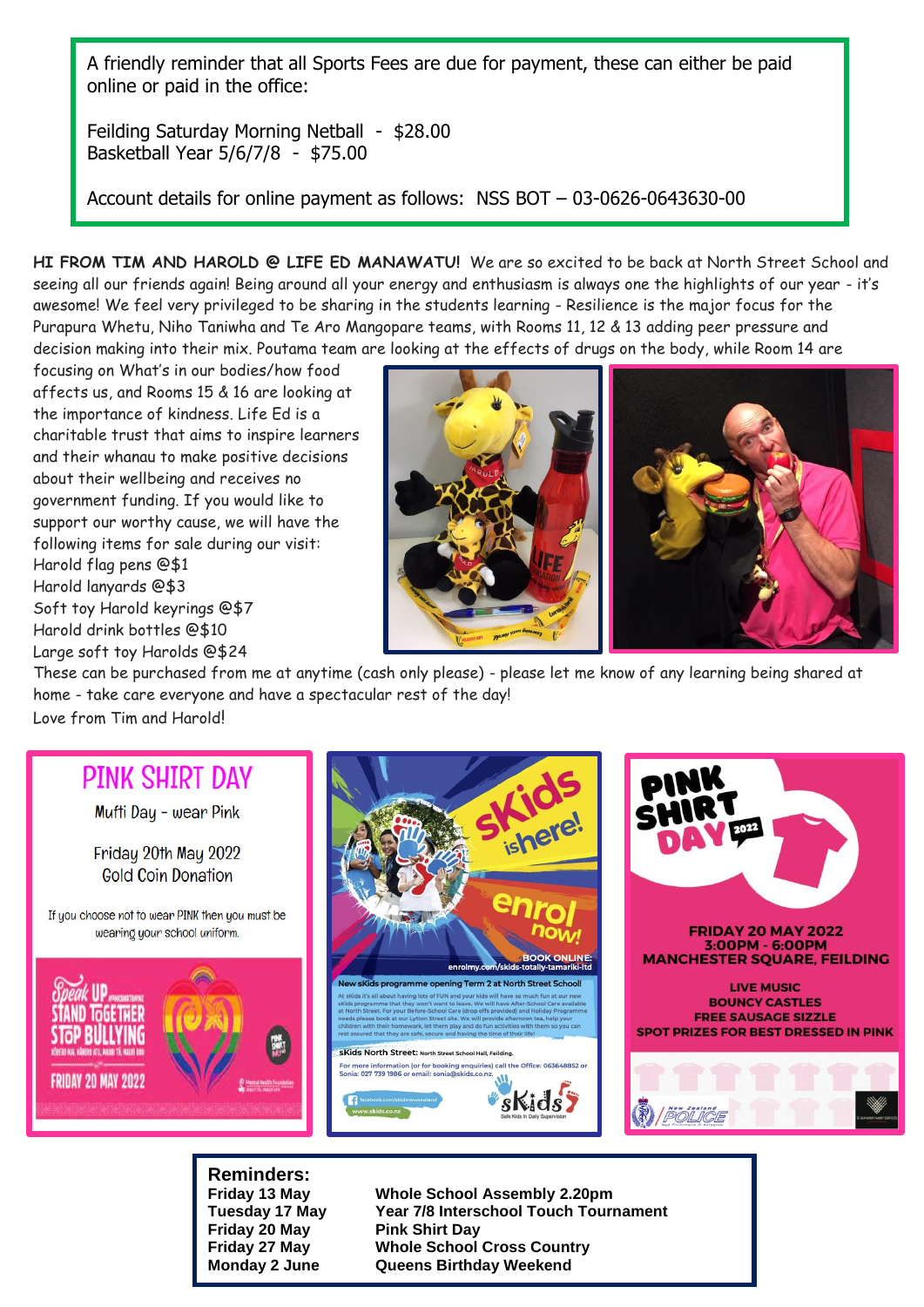A friendly reminder that all Sports Fees are due for payment, these can either be paid online or paid in the office:

Feilding Saturday Morning Netball - $28.00
Basketball Year 5/6/7/8 - $75.00

Account details for online payment as follows: NSS BOT – 03-0626-0643630-00

**HI FROM TIM AND HAROLD @ LIFE ED MANAWATU!** We are so excited to be back at North Street School and seeing all our friends again! Being around all your energy and enthusiasm is always one the highlights of our year - it's awesome! We feel very privileged to be sharing in the students learning - Resilience is the major focus for the Purapura Whetu, Niho Taniwha and Te Aro Mangopare teams, with Rooms 11, 12 & 13 adding peer pressure and decision making into their mix. Poutama team are looking at the effects of drugs on the body, while Room 14 are focusing on What's in our bodies/how food affects us, and Rooms 15 & 16 are looking at the importance of kindness. Life Ed is a charitable trust that aims to inspire learners and their whanau to make positive decisions about their wellbeing and receives no government funding. If you would like to support our worthy cause, we will have the following items for sale during our visit:

Harold flag pens @$1
Harold lanyards @$3
Soft toy Harold keyrings @$7
Harold drink bottles @$10
Large soft toy Harolds @$24

These can be purchased from me at anytime (cash only please) - please let me know of any learning being shared at home - take care everyone and have a spectacular rest of the day!

Love from Tim and Harold!

## PINK SHIRT DAY

Mufti Day – wear Pink

Friday 20th May 2022
Gold Coin Donation

If you choose not to wear PINK then you must be wearing your school uniform.

Speak UP, Stand Together, Stop Bullying
FRIDAY 20 MAY 2022

## sKids is here!

enrol now!

BOOK ONLINE: enrolmy.com/skids-totally-tamariki-ltd

**New sKids programme opening Term 2 at North Street School!**

At sKids it's all about having lots of FUN and your kids will have so much fun at our new sKids programme that they won't want to leave. We will have After-School Care available at North Street. For your Before-School Care (drop offs provided) and Holiday Programme needs please book at our Lytton Street site. We will provide afternoon tea, help your children with their homework, let them play and do fun activities with them so you can rest assured that they are safe, secure and having the time of their life!

**sKids North Street:** North Street School Hall, Feilding.

For more information (or for booking enquiries) call the Office: 063648852 or Sonia: 027 739 1986 or email: sonia@skids.co.nz.

facebook.com/skidsnewzealand
www.skids.co.nz

## PINK SHIRT DAY 2022

**FRIDAY 20 MAY 2022**
**3:00PM - 6:00PM**
**MANCHESTER SQUARE, FEILDING**

**LIVE MUSIC**
**BOUNCY CASTLES**
**FREE SAUSAGE SIZZLE**
**SPOT PRIZES FOR BEST DRESSED IN PINK**

New Zealand POLICE

**Reminders:**

| | |
|---|---|
| **Friday 13 May** | **Whole School Assembly 2.20pm** |
| **Tuesday 17 May** | **Year 7/8 Interschool Touch Tournament** |
| **Friday 20 May** | **Pink Shirt Day** |
| **Friday 27 May** | **Whole School Cross Country** |
| **Monday 2 June** | **Queens Birthday Weekend** |